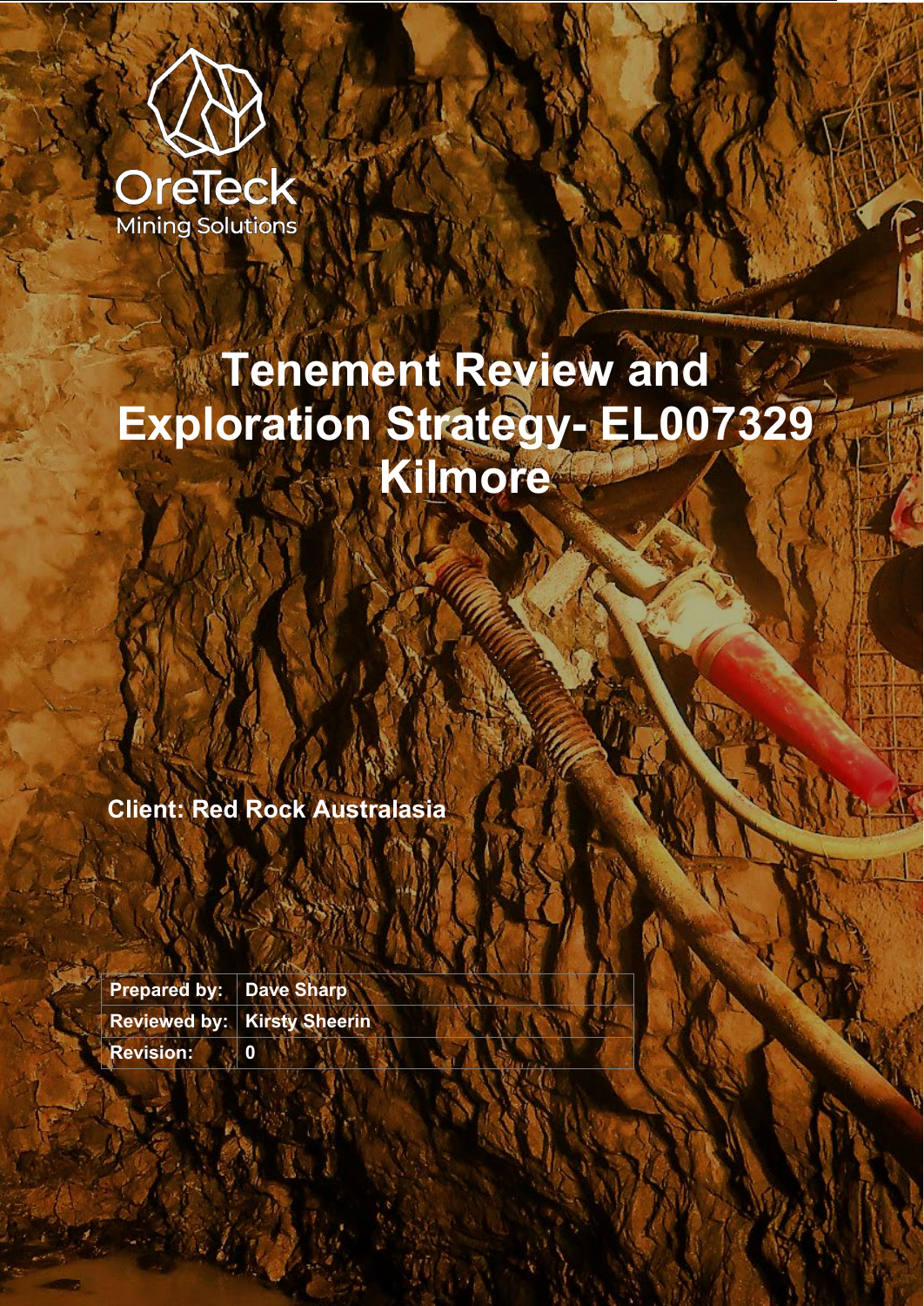OreTeck

Mining Solutions

# Tenement Review and Exploration Strategy- EL007329 Kilmore

**Client: Red Rock Australasia**

| Prepared by: | Dave Sharp |
|---|---|
| Reviewed by: | Kirsty Sheerin |
| Revision: | 0 |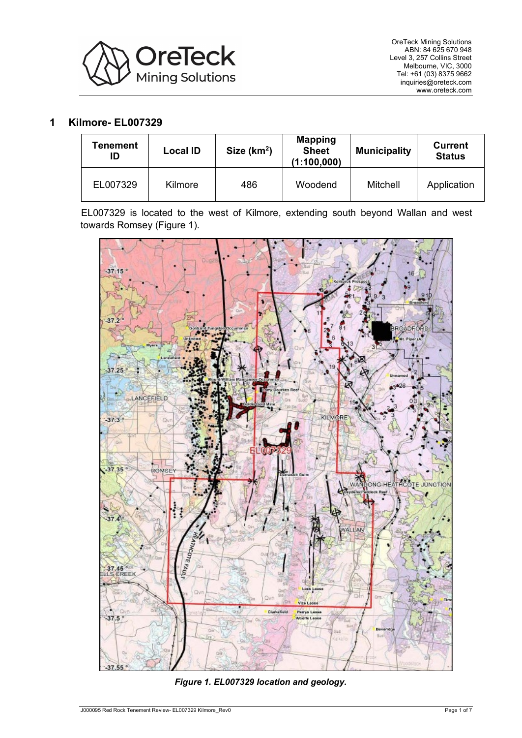## 1 Kilmore- EL007329

| Tenement ID | Local ID | Size (km$^2$) | Mapping Sheet (1:100,000) | Municipality | Current Status |
|---|---|---|---|---|---|
| EL007329 | Kilmore | 486 | Woodend | Mitchell | Application |

EL007329 is located to the west of Kilmore, extending south beyond Wallan and west towards Romsey (Figure 1).

*Figure 1. EL007329 location and geology.*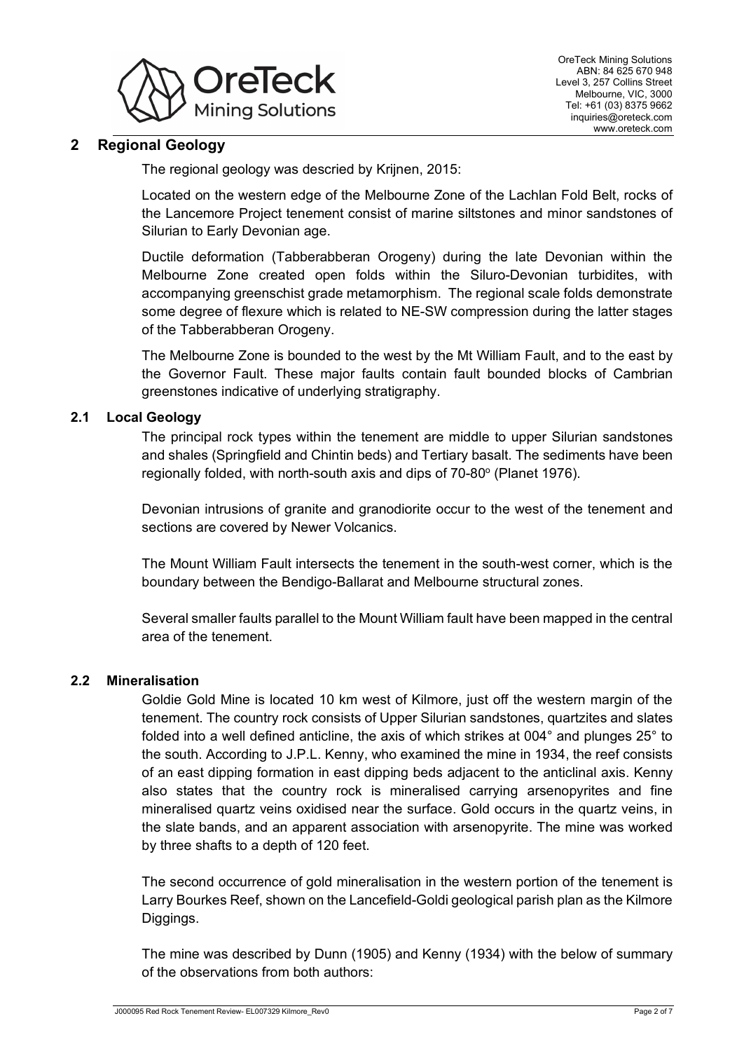## 2 Regional Geology

The regional geology was descried by Krijnen, 2015:

Located on the western edge of the Melbourne Zone of the Lachlan Fold Belt, rocks of the Lancemore Project tenement consist of marine siltstones and minor sandstones of Silurian to Early Devonian age.

Ductile deformation (Tabberabberan Orogeny) during the late Devonian within the Melbourne Zone created open folds within the Siluro-Devonian turbidites, with accompanying greenschist grade metamorphism. The regional scale folds demonstrate some degree of flexure which is related to NE-SW compression during the latter stages of the Tabberabberan Orogeny.

The Melbourne Zone is bounded to the west by the Mt William Fault, and to the east by the Governor Fault. These major faults contain fault bounded blocks of Cambrian greenstones indicative of underlying stratigraphy.

### 2.1 Local Geology

The principal rock types within the tenement are middle to upper Silurian sandstones and shales (Springfield and Chintin beds) and Tertiary basalt. The sediments have been regionally folded, with north-south axis and dips of 70-80$^{o}$ (Planet 1976).

Devonian intrusions of granite and granodiorite occur to the west of the tenement and sections are covered by Newer Volcanics.

The Mount William Fault intersects the tenement in the south-west corner, which is the boundary between the Bendigo-Ballarat and Melbourne structural zones.

Several smaller faults parallel to the Mount William fault have been mapped in the central area of the tenement.

### 2.2 Mineralisation

Goldie Gold Mine is located 10 km west of Kilmore, just off the western margin of the tenement. The country rock consists of Upper Silurian sandstones, quartzites and slates folded into a well defined anticline, the axis of which strikes at 004° and plunges 25° to the south. According to J.P.L. Kenny, who examined the mine in 1934, the reef consists of an east dipping formation in east dipping beds adjacent to the anticlinal axis. Kenny also states that the country rock is mineralised carrying arsenopyrites and fine mineralised quartz veins oxidised near the surface. Gold occurs in the quartz veins, in the slate bands, and an apparent association with arsenopyrite. The mine was worked by three shafts to a depth of 120 feet.

The second occurrence of gold mineralisation in the western portion of the tenement is Larry Bourkes Reef, shown on the Lancefield-Goldi geological parish plan as the Kilmore Diggings.

The mine was described by Dunn (1905) and Kenny (1934) with the below of summary of the observations from both authors: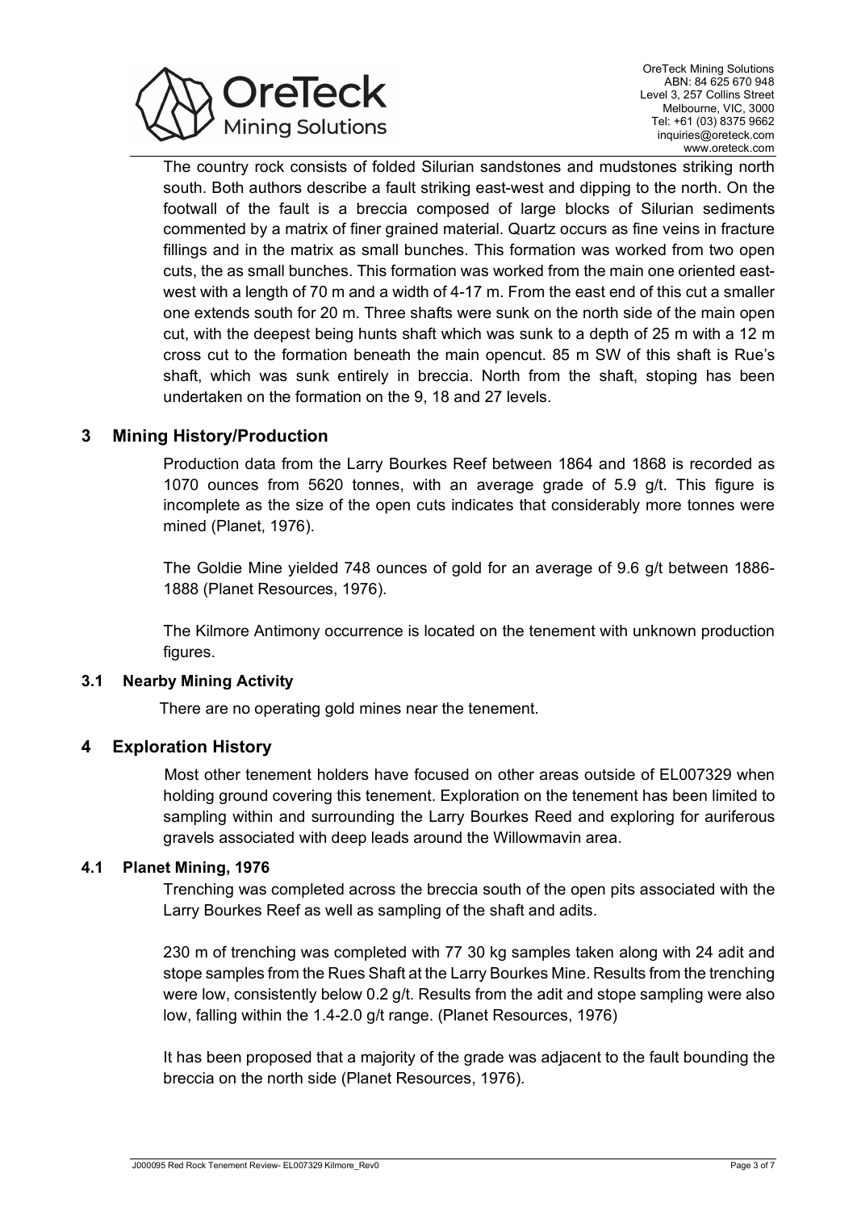The country rock consists of folded Silurian sandstones and mudstones striking north south. Both authors describe a fault striking east-west and dipping to the north. On the footwall of the fault is a breccia composed of large blocks of Silurian sediments commented by a matrix of finer grained material. Quartz occurs as fine veins in fracture fillings and in the matrix as small bunches. This formation was worked from two open cuts, the as small bunches. This formation was worked from the main one oriented east-west with a length of 70 m and a width of 4-17 m. From the east end of this cut a smaller one extends south for 20 m. Three shafts were sunk on the north side of the main open cut, with the deepest being hunts shaft which was sunk to a depth of 25 m with a 12 m cross cut to the formation beneath the main opencut. 85 m SW of this shaft is Rue's shaft, which was sunk entirely in breccia. North from the shaft, stoping has been undertaken on the formation on the 9, 18 and 27 levels.

## 3 Mining History/Production

Production data from the Larry Bourkes Reef between 1864 and 1868 is recorded as 1070 ounces from 5620 tonnes, with an average grade of 5.9 g/t. This figure is incomplete as the size of the open cuts indicates that considerably more tonnes were mined (Planet, 1976).

The Goldie Mine yielded 748 ounces of gold for an average of 9.6 g/t between 1886-1888 (Planet Resources, 1976).

The Kilmore Antimony occurrence is located on the tenement with unknown production figures.

### 3.1 Nearby Mining Activity

There are no operating gold mines near the tenement.

## 4 Exploration History

Most other tenement holders have focused on other areas outside of EL007329 when holding ground covering this tenement. Exploration on the tenement has been limited to sampling within and surrounding the Larry Bourkes Reed and exploring for auriferous gravels associated with deep leads around the Willowmavin area.

### 4.1 Planet Mining, 1976

Trenching was completed across the breccia south of the open pits associated with the Larry Bourkes Reef as well as sampling of the shaft and adits.

230 m of trenching was completed with 77 30 kg samples taken along with 24 adit and stope samples from the Rues Shaft at the Larry Bourkes Mine. Results from the trenching were low, consistently below 0.2 g/t. Results from the adit and stope sampling were also low, falling within the 1.4-2.0 g/t range. (Planet Resources, 1976)

It has been proposed that a majority of the grade was adjacent to the fault bounding the breccia on the north side (Planet Resources, 1976).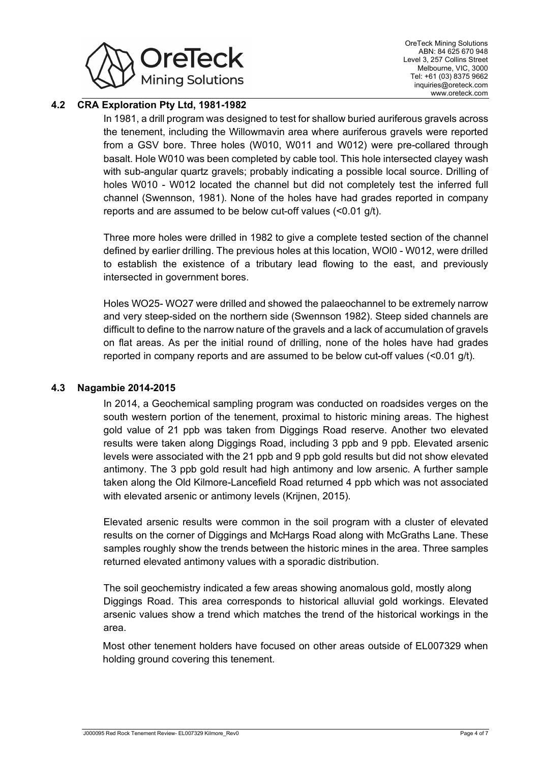## 4.2 CRA Exploration Pty Ltd, 1981-1982

In 1981, a drill program was designed to test for shallow buried auriferous gravels across the tenement, including the Willowmavin area where auriferous gravels were reported from a GSV bore. Three holes (W010, W011 and W012) were pre-collared through basalt. Hole W010 was been completed by cable tool. This hole intersected clayey wash with sub-angular quartz gravels; probably indicating a possible local source. Drilling of holes W010 - W012 located the channel but did not completely test the inferred full channel (Swennson, 1981). None of the holes have had grades reported in company reports and are assumed to be below cut-off values (<0.01 g/t).

Three more holes were drilled in 1982 to give a complete tested section of the channel defined by earlier drilling. The previous holes at this location, WOl0 - W012, were drilled to establish the existence of a tributary lead flowing to the east, and previously intersected in government bores.

Holes WO25- WO27 were drilled and showed the palaeochannel to be extremely narrow and very steep-sided on the northern side (Swennson 1982). Steep sided channels are difficult to define to the narrow nature of the gravels and a lack of accumulation of gravels on flat areas. As per the initial round of drilling, none of the holes have had grades reported in company reports and are assumed to be below cut-off values (<0.01 g/t).

## 4.3 Nagambie 2014-2015

In 2014, a Geochemical sampling program was conducted on roadsides verges on the south western portion of the tenement, proximal to historic mining areas. The highest gold value of 21 ppb was taken from Diggings Road reserve. Another two elevated results were taken along Diggings Road, including 3 ppb and 9 ppb. Elevated arsenic levels were associated with the 21 ppb and 9 ppb gold results but did not show elevated antimony. The 3 ppb gold result had high antimony and low arsenic. A further sample taken along the Old Kilmore-Lancefield Road returned 4 ppb which was not associated with elevated arsenic or antimony levels (Krijnen, 2015).

Elevated arsenic results were common in the soil program with a cluster of elevated results on the corner of Diggings and McHargs Road along with McGraths Lane. These samples roughly show the trends between the historic mines in the area. Three samples returned elevated antimony values with a sporadic distribution.

The soil geochemistry indicated a few areas showing anomalous gold, mostly along Diggings Road. This area corresponds to historical alluvial gold workings. Elevated arsenic values show a trend which matches the trend of the historical workings in the area.

Most other tenement holders have focused on other areas outside of EL007329 when holding ground covering this tenement.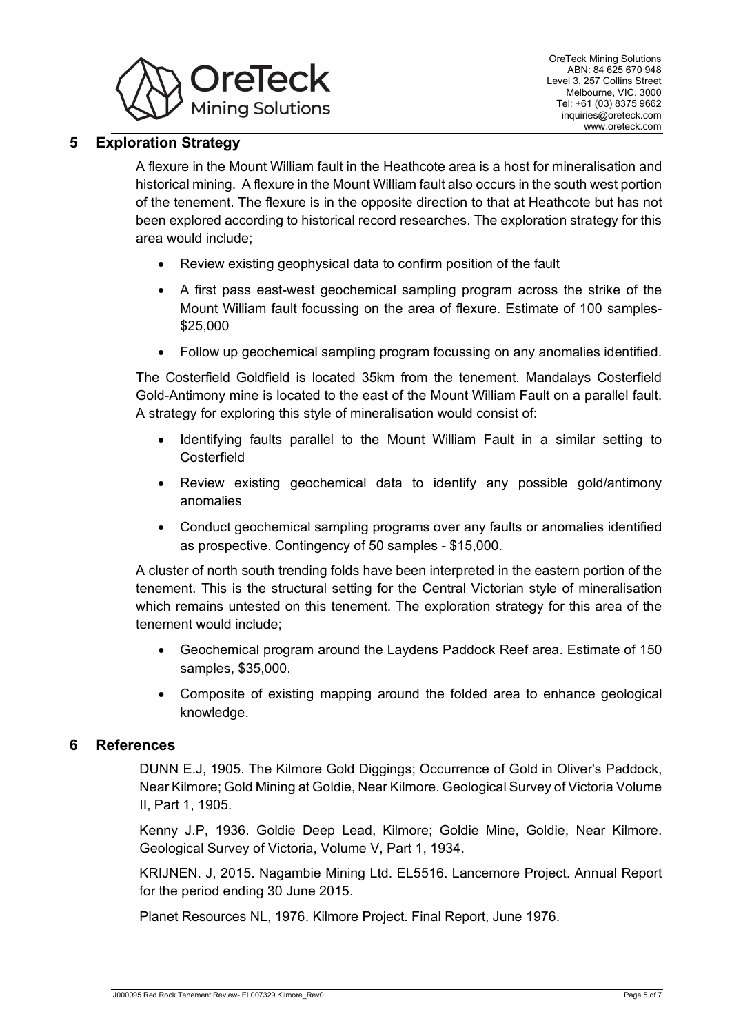## 5 Exploration Strategy

A flexure in the Mount William fault in the Heathcote area is a host for mineralisation and historical mining. A flexure in the Mount William fault also occurs in the south west portion of the tenement. The flexure is in the opposite direction to that at Heathcote but has not been explored according to historical record researches. The exploration strategy for this area would include;

- Review existing geophysical data to confirm position of the fault
- A first pass east-west geochemical sampling program across the strike of the Mount William fault focussing on the area of flexure. Estimate of 100 samples- $25,000
- Follow up geochemical sampling program focussing on any anomalies identified.

The Costerfield Goldfield is located 35km from the tenement. Mandalays Costerfield Gold-Antimony mine is located to the east of the Mount William Fault on a parallel fault. A strategy for exploring this style of mineralisation would consist of:

- Identifying faults parallel to the Mount William Fault in a similar setting to Costerfield
- Review existing geochemical data to identify any possible gold/antimony anomalies
- Conduct geochemical sampling programs over any faults or anomalies identified as prospective. Contingency of 50 samples - $15,000.

A cluster of north south trending folds have been interpreted in the eastern portion of the tenement. This is the structural setting for the Central Victorian style of mineralisation which remains untested on this tenement. The exploration strategy for this area of the tenement would include;

- Geochemical program around the Laydens Paddock Reef area. Estimate of 150 samples, $35,000.
- Composite of existing mapping around the folded area to enhance geological knowledge.

## 6 References

DUNN E.J, 1905. The Kilmore Gold Diggings; Occurrence of Gold in Oliver's Paddock, Near Kilmore; Gold Mining at Goldie, Near Kilmore. Geological Survey of Victoria Volume II, Part 1, 1905.

Kenny J.P, 1936. Goldie Deep Lead, Kilmore; Goldie Mine, Goldie, Near Kilmore. Geological Survey of Victoria, Volume V, Part 1, 1934.

KRIJNEN. J, 2015. Nagambie Mining Ltd. EL5516. Lancemore Project. Annual Report for the period ending 30 June 2015.

Planet Resources NL, 1976. Kilmore Project. Final Report, June 1976.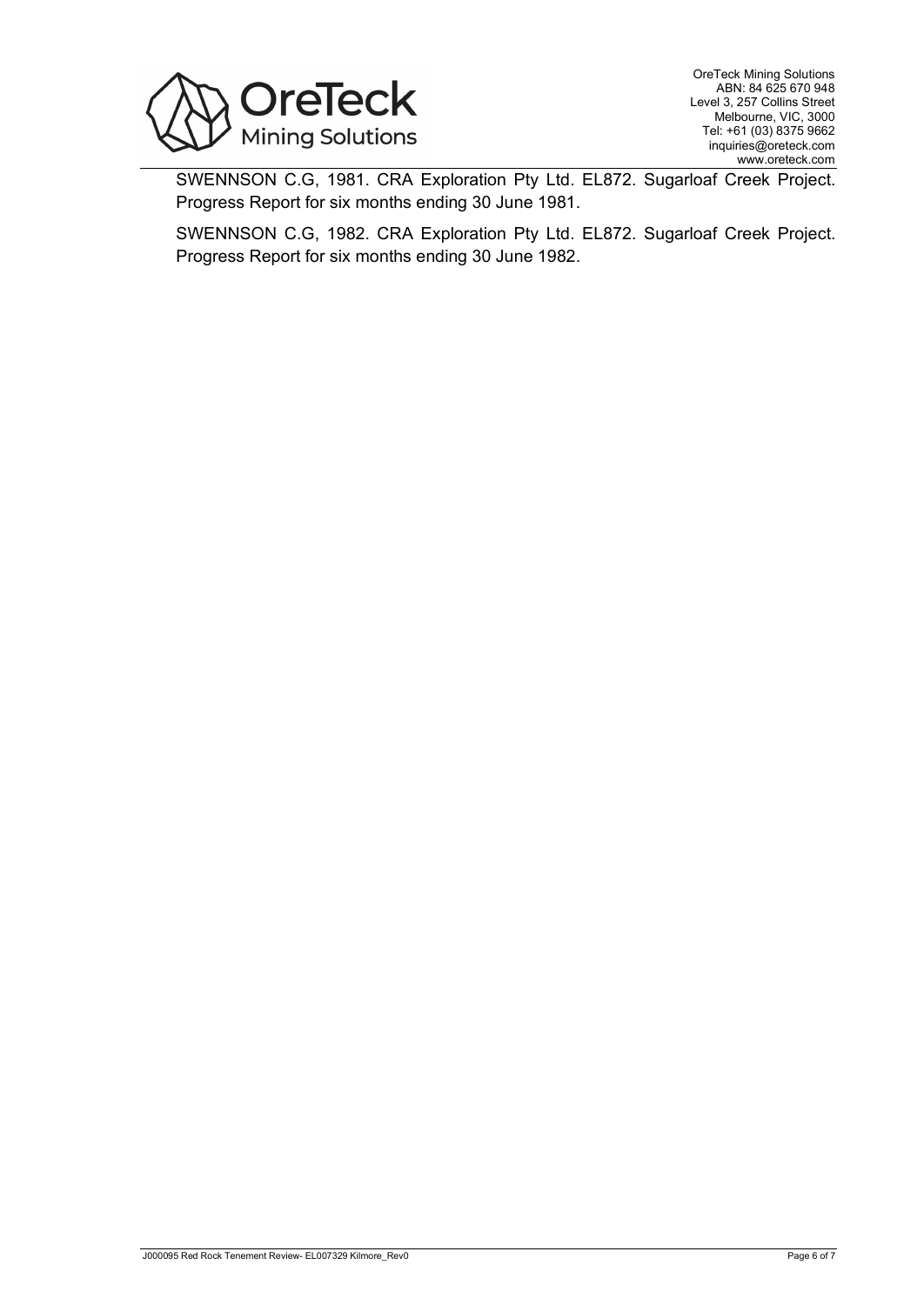SWENNSON C.G, 1981. CRA Exploration Pty Ltd. EL872. Sugarloaf Creek Project. Progress Report for six months ending 30 June 1981.

SWENNSON C.G, 1982. CRA Exploration Pty Ltd. EL872. Sugarloaf Creek Project. Progress Report for six months ending 30 June 1982.